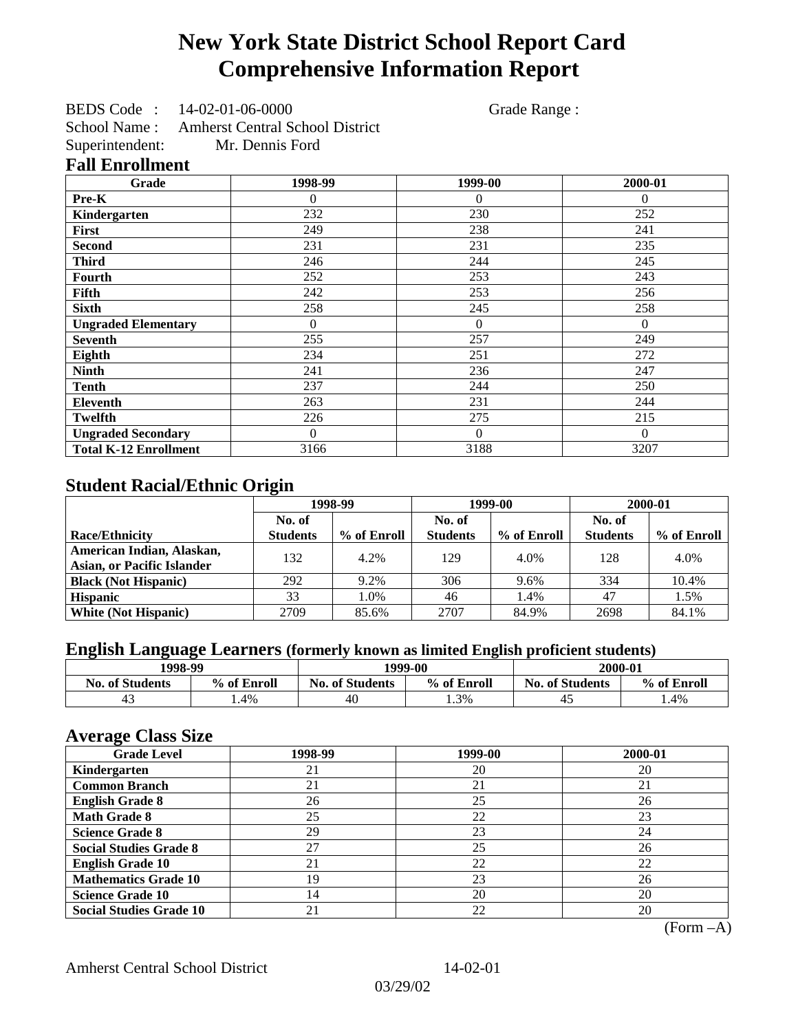# New York State District School Report Card
# Comprehensive Information Report

BEDS Code : 14-02-01-06-0000 Grade Range :

School Name : Amherst Central School District

Superintendent: Mr. Dennis Ford

## Fall Enrollment

| Grade | 1998-99 | 1999-00 | 2000-01 |
|---|---|---|---|
| Pre-K | 0 | 0 | 0 |
| Kindergarten | 232 | 230 | 252 |
| First | 249 | 238 | 241 |
| Second | 231 | 231 | 235 |
| Third | 246 | 244 | 245 |
| Fourth | 252 | 253 | 243 |
| Fifth | 242 | 253 | 256 |
| Sixth | 258 | 245 | 258 |
| Ungraded Elementary | 0 | 0 | 0 |
| Seventh | 255 | 257 | 249 |
| Eighth | 234 | 251 | 272 |
| Ninth | 241 | 236 | 247 |
| Tenth | 237 | 244 | 250 |
| Eleventh | 263 | 231 | 244 |
| Twelfth | 226 | 275 | 215 |
| Ungraded Secondary | 0 | 0 | 0 |
| Total K-12 Enrollment | 3166 | 3188 | 3207 |

## Student Racial/Ethnic Origin

| | 1998-99 | | 1999-00 | | 2000-01 | |
|---|---|---|---|---|---|---|
| Race/Ethnicity | No. of Students | % of Enroll | No. of Students | % of Enroll | No. of Students | % of Enroll |
| American Indian, Alaskan, Asian, or Pacific Islander | 132 | 4.2% | 129 | 4.0% | 128 | 4.0% |
| Black (Not Hispanic) | 292 | 9.2% | 306 | 9.6% | 334 | 10.4% |
| Hispanic | 33 | 1.0% | 46 | 1.4% | 47 | 1.5% |
| White (Not Hispanic) | 2709 | 85.6% | 2707 | 84.9% | 2698 | 84.1% |

## English Language Learners (formerly known as limited English proficient students)

| 1998-99 | | 1999-00 | | 2000-01 | |
|---|---|---|---|---|---|
| No. of Students | % of Enroll | No. of Students | % of Enroll | No. of Students | % of Enroll |
| 43 | 1.4% | 40 | 1.3% | 45 | 1.4% |

## Average Class Size

| Grade Level | 1998-99 | 1999-00 | 2000-01 |
|---|---|---|---|
| Kindergarten | 21 | 20 | 20 |
| Common Branch | 21 | 21 | 21 |
| English Grade 8 | 26 | 25 | 26 |
| Math Grade 8 | 25 | 22 | 23 |
| Science Grade 8 | 29 | 23 | 24 |
| Social Studies Grade 8 | 27 | 25 | 26 |
| English Grade 10 | 21 | 22 | 22 |
| Mathematics Grade 10 | 19 | 23 | 26 |
| Science Grade 10 | 14 | 20 | 20 |
| Social Studies Grade 10 | 21 | 22 | 20 |

(Form –A)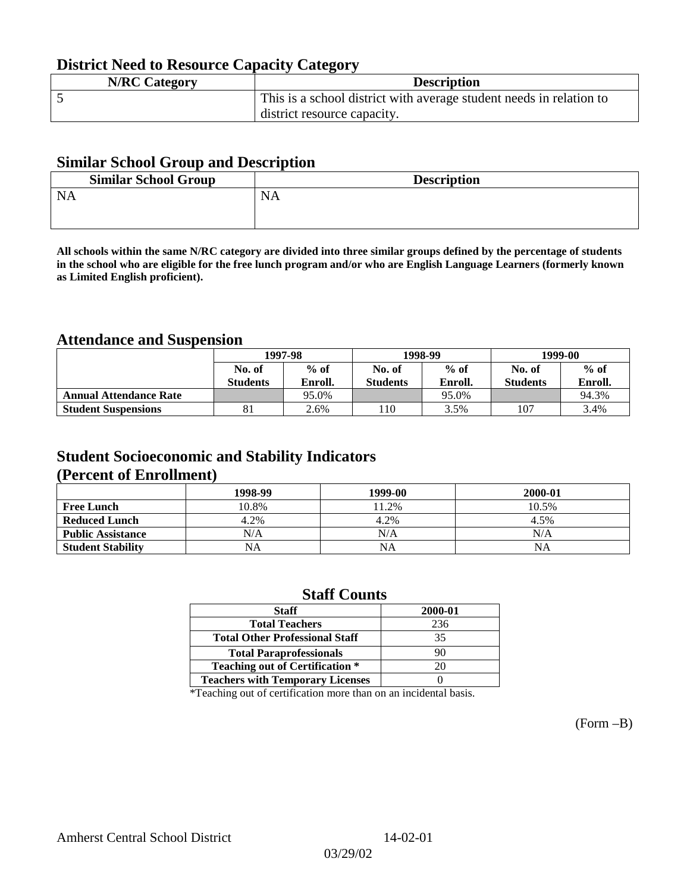## District Need to Resource Capacity Category

| N/RC Category | Description |
|---|---|
| 5 | This is a school district with average student needs in relation to district resource capacity. |

## Similar School Group and Description

| Similar School Group | Description |
|---|---|
| NA | NA |

**All schools within the same N/RC category are divided into three similar groups defined by the percentage of students in the school who are eligible for the free lunch program and/or who are English Language Learners (formerly known as Limited English proficient).**

## Attendance and Suspension

| | 1997-98 | | 1998-99 | | 1999-00 | |
|---|---|---|---|---|---|---|
| | No. of Students | % of Enroll. | No. of Students | % of Enroll. | No. of Students | % of Enroll. |
| **Annual Attendance Rate** | | 95.0% | | 95.0% | | 94.3% |
| **Student Suspensions** | 81 | 2.6% | 110 | 3.5% | 107 | 3.4% |

## Student Socioeconomic and Stability Indicators (Percent of Enrollment)

| | 1998-99 | 1999-00 | 2000-01 |
|---|---|---|---|
| **Free Lunch** | 10.8% | 11.2% | 10.5% |
| **Reduced Lunch** | 4.2% | 4.2% | 4.5% |
| **Public Assistance** | N/A | N/A | N/A |
| **Student Stability** | NA | NA | NA |

## Staff Counts

| Staff | 2000-01 |
|---|---|
| Total Teachers | 236 |
| Total Other Professional Staff | 35 |
| Total Paraprofessionals | 90 |
| Teaching out of Certification * | 20 |
| Teachers with Temporary Licenses | 0 |

*Teaching out of certification more than on an incidental basis.

(Form –B)

Amherst Central School District 14-02-01

03/29/02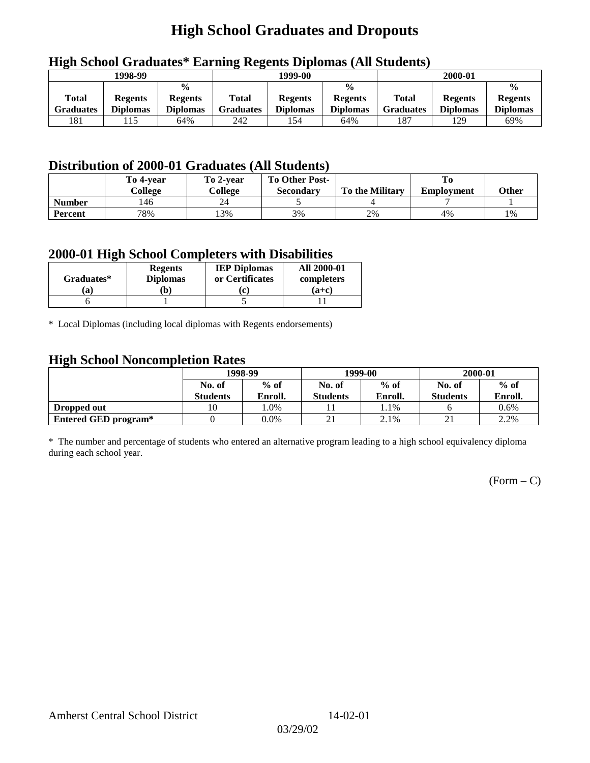# High School Graduates and Dropouts

## High School Graduates* Earning Regents Diplomas (All Students)

| 1998-99 | | | 1999-00 | | | 2000-01 | | |
|---|---|---|---|---|---|---|---|---|
| Total Graduates | Regents Diplomas | % Regents Diplomas | Total Graduates | Regents Diplomas | % Regents Diplomas | Total Graduates | Regents Diplomas | % Regents Diplomas |
| 181 | 115 | 64% | 242 | 154 | 64% | 187 | 129 | 69% |

## Distribution of 2000-01 Graduates (All Students)

| | To 4-year College | To 2-year College | To Other Post-Secondary | To the Military | To Employment | Other |
|---|---|---|---|---|---|---|
| **Number** | 146 | 24 | 5 | 4 | 7 | 1 |
| **Percent** | 78% | 13% | 3% | 2% | 4% | 1% |

## 2000-01 High School Completers with Disabilities

| Graduates* (a) | Regents Diplomas (b) | IEP Diplomas or Certificates (c) | All 2000-01 completers (a+c) |
|---|---|---|---|
| 6 | 1 | 5 | 11 |

* Local Diplomas (including local diplomas with Regents endorsements)

## High School Noncompletion Rates

| | 1998-99 | | 1999-00 | | 2000-01 | |
|---|---|---|---|---|---|---|
| | No. of Students | % of Enroll. | No. of Students | % of Enroll. | No. of Students | % of Enroll. |
| **Dropped out** | 10 | 1.0% | 11 | 1.1% | 6 | 0.6% |
| **Entered GED program*** | 0 | 0.0% | 21 | 2.1% | 21 | 2.2% |

* The number and percentage of students who entered an alternative program leading to a high school equivalency diploma during each school year.

(Form – C)

Amherst Central School District 14-02-01

03/29/02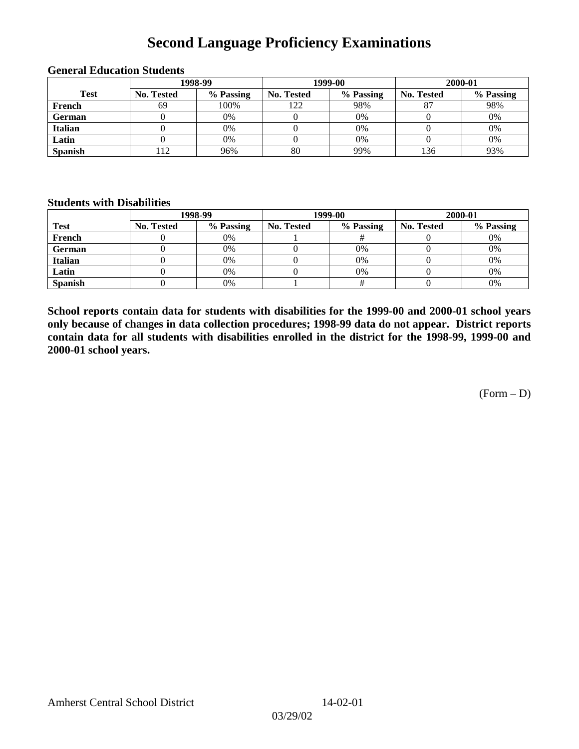# Second Language Proficiency Examinations

### General Education Students

| Test | 1998-99 | | 1999-00 | | 2000-01 | |
|---|---|---|---|---|---|---|
| | No. Tested | % Passing | No. Tested | % Passing | No. Tested | % Passing |
| French | 69 | 100% | 122 | 98% | 87 | 98% |
| German | 0 | 0% | 0 | 0% | 0 | 0% |
| Italian | 0 | 0% | 0 | 0% | 0 | 0% |
| Latin | 0 | 0% | 0 | 0% | 0 | 0% |
| Spanish | 112 | 96% | 80 | 99% | 136 | 93% |

### Students with Disabilities

| Test | 1998-99 | | 1999-00 | | 2000-01 | |
|---|---|---|---|---|---|---|
| | No. Tested | % Passing | No. Tested | % Passing | No. Tested | % Passing |
| French | 0 | 0% | 1 | # | 0 | 0% |
| German | 0 | 0% | 0 | 0% | 0 | 0% |
| Italian | 0 | 0% | 0 | 0% | 0 | 0% |
| Latin | 0 | 0% | 0 | 0% | 0 | 0% |
| Spanish | 0 | 0% | 1 | # | 0 | 0% |

**School reports contain data for students with disabilities for the 1999-00 and 2000-01 school years only because of changes in data collection procedures; 1998-99 data do not appear. District reports contain data for all students with disabilities enrolled in the district for the 1998-99, 1999-00 and 2000-01 school years.**

(Form – D)

Amherst Central School District 14-02-01

03/29/02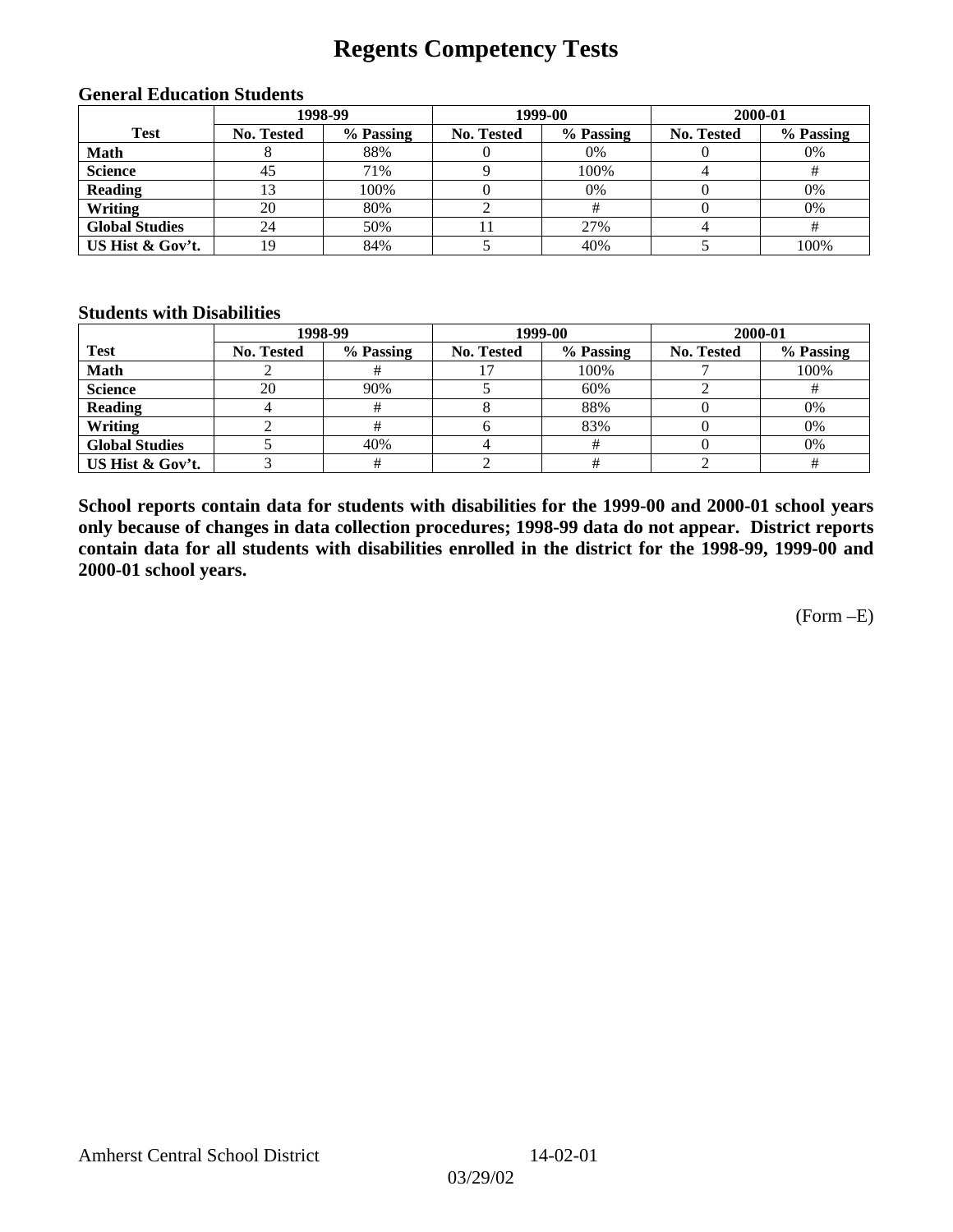# Regents Competency Tests

### General Education Students

| Test | 1998-99 | | 1999-00 | | 2000-01 | |
|---|---|---|---|---|---|---|
| | No. Tested | % Passing | No. Tested | % Passing | No. Tested | % Passing |
| Math | 8 | 88% | 0 | 0% | 0 | 0% |
| Science | 45 | 71% | 9 | 100% | 4 | # |
| Reading | 13 | 100% | 0 | 0% | 0 | 0% |
| Writing | 20 | 80% | 2 | # | 0 | 0% |
| Global Studies | 24 | 50% | 11 | 27% | 4 | # |
| US Hist & Gov't. | 19 | 84% | 5 | 40% | 5 | 100% |

### Students with Disabilities

| Test | 1998-99 | | 1999-00 | | 2000-01 | |
|---|---|---|---|---|---|---|
| | No. Tested | % Passing | No. Tested | % Passing | No. Tested | % Passing |
| Math | 2 | # | 17 | 100% | 7 | 100% |
| Science | 20 | 90% | 5 | 60% | 2 | # |
| Reading | 4 | # | 8 | 88% | 0 | 0% |
| Writing | 2 | # | 6 | 83% | 0 | 0% |
| Global Studies | 5 | 40% | 4 | # | 0 | 0% |
| US Hist & Gov't. | 3 | # | 2 | # | 2 | # |

**School reports contain data for students with disabilities for the 1999-00 and 2000-01 school years only because of changes in data collection procedures; 1998-99 data do not appear. District reports contain data for all students with disabilities enrolled in the district for the 1998-99, 1999-00 and 2000-01 school years.**

(Form –E)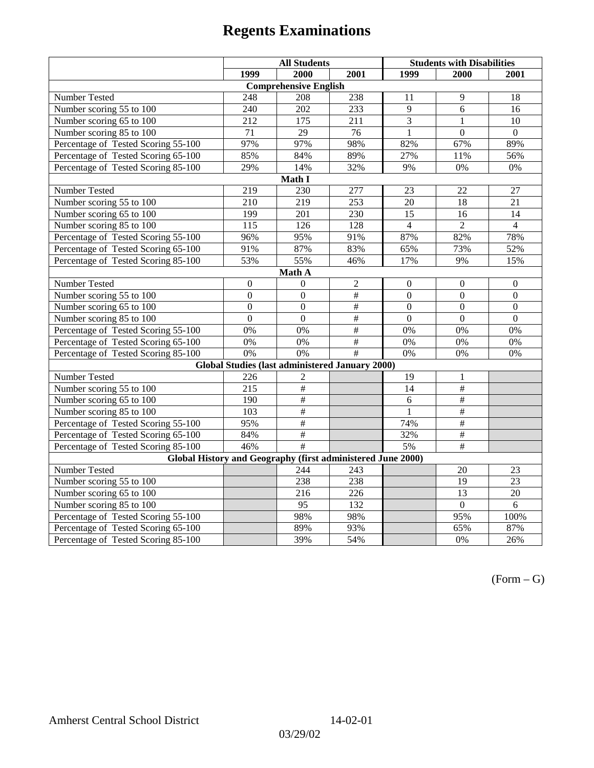# Regents Examinations

| | All Students | | | Students with Disabilities | | |
|---|---|---|---|---|---|---|
| | 1999 | 2000 | 2001 | 1999 | 2000 | 2001 |
| **Comprehensive English** | | | | | | |
| Number Tested | 248 | 208 | 238 | 11 | 9 | 18 |
| Number scoring 55 to 100 | 240 | 202 | 233 | 9 | 6 | 16 |
| Number scoring 65 to 100 | 212 | 175 | 211 | 3 | 1 | 10 |
| Number scoring 85 to 100 | 71 | 29 | 76 | 1 | 0 | 0 |
| Percentage of Tested Scoring 55-100 | 97% | 97% | 98% | 82% | 67% | 89% |
| Percentage of Tested Scoring 65-100 | 85% | 84% | 89% | 27% | 11% | 56% |
| Percentage of Tested Scoring 85-100 | 29% | 14% | 32% | 9% | 0% | 0% |
| **Math I** | | | | | | |
| Number Tested | 219 | 230 | 277 | 23 | 22 | 27 |
| Number scoring 55 to 100 | 210 | 219 | 253 | 20 | 18 | 21 |
| Number scoring 65 to 100 | 199 | 201 | 230 | 15 | 16 | 14 |
| Number scoring 85 to 100 | 115 | 126 | 128 | 4 | 2 | 4 |
| Percentage of Tested Scoring 55-100 | 96% | 95% | 91% | 87% | 82% | 78% |
| Percentage of Tested Scoring 65-100 | 91% | 87% | 83% | 65% | 73% | 52% |
| Percentage of Tested Scoring 85-100 | 53% | 55% | 46% | 17% | 9% | 15% |
| **Math A** | | | | | | |
| Number Tested | 0 | 0 | 2 | 0 | 0 | 0 |
| Number scoring 55 to 100 | 0 | 0 | # | 0 | 0 | 0 |
| Number scoring 65 to 100 | 0 | 0 | # | 0 | 0 | 0 |
| Number scoring 85 to 100 | 0 | 0 | # | 0 | 0 | 0 |
| Percentage of Tested Scoring 55-100 | 0% | 0% | # | 0% | 0% | 0% |
| Percentage of Tested Scoring 65-100 | 0% | 0% | # | 0% | 0% | 0% |
| Percentage of Tested Scoring 85-100 | 0% | 0% | # | 0% | 0% | 0% |
| **Global Studies (last administered January 2000)** | | | | | | |
| Number Tested | 226 | 2 | | 19 | 1 | |
| Number scoring 55 to 100 | 215 | # | | 14 | # | |
| Number scoring 65 to 100 | 190 | # | | 6 | # | |
| Number scoring 85 to 100 | 103 | # | | 1 | # | |
| Percentage of Tested Scoring 55-100 | 95% | # | | 74% | # | |
| Percentage of Tested Scoring 65-100 | 84% | # | | 32% | # | |
| Percentage of Tested Scoring 85-100 | 46% | # | | 5% | # | |
| **Global History and Geography (first administered June 2000)** | | | | | | |
| Number Tested | | 244 | 243 | | 20 | 23 |
| Number scoring 55 to 100 | | 238 | 238 | | 19 | 23 |
| Number scoring 65 to 100 | | 216 | 226 | | 13 | 20 |
| Number scoring 85 to 100 | | 95 | 132 | | 0 | 6 |
| Percentage of Tested Scoring 55-100 | | 98% | 98% | | 95% | 100% |
| Percentage of Tested Scoring 65-100 | | 89% | 93% | | 65% | 87% |
| Percentage of Tested Scoring 85-100 | | 39% | 54% | | 0% | 26% |

(Form – G)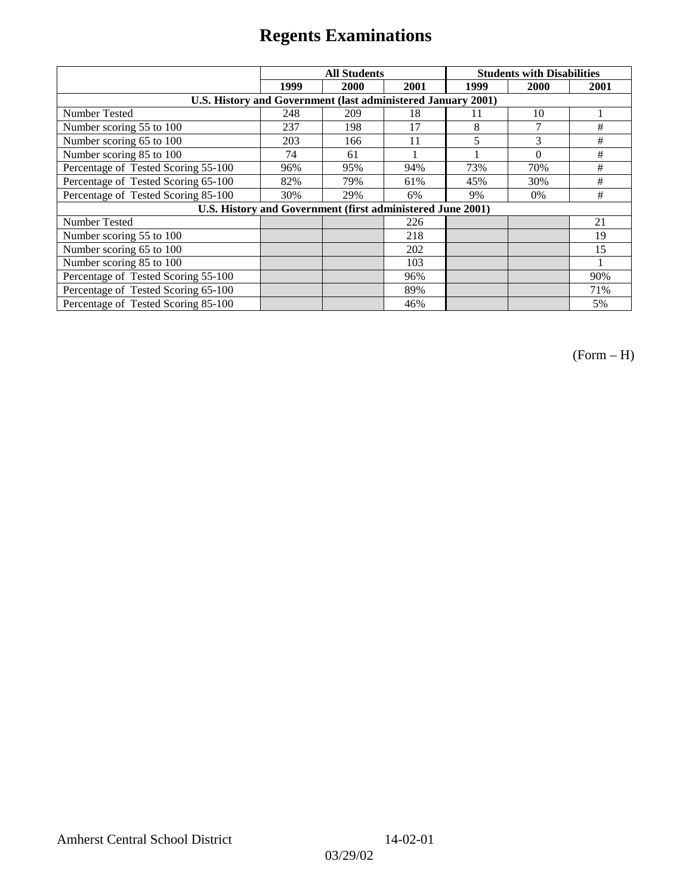# Regents Examinations

| | All Students | | | Students with Disabilities | | |
|---|---|---|---|---|---|---|
| | 1999 | 2000 | 2001 | 1999 | 2000 | 2001 |
| **U.S. History and Government (last administered January 2001)** | | | | | | |
| Number Tested | 248 | 209 | 18 | 11 | 10 | 1 |
| Number scoring 55 to 100 | 237 | 198 | 17 | 8 | 7 | # |
| Number scoring 65 to 100 | 203 | 166 | 11 | 5 | 3 | # |
| Number scoring 85 to 100 | 74 | 61 | 1 | 1 | 0 | # |
| Percentage of Tested Scoring 55-100 | 96% | 95% | 94% | 73% | 70% | # |
| Percentage of Tested Scoring 65-100 | 82% | 79% | 61% | 45% | 30% | # |
| Percentage of Tested Scoring 85-100 | 30% | 29% | 6% | 9% | 0% | # |
| **U.S. History and Government (first administered June 2001)** | | | | | | |
| Number Tested | | | 226 | | | 21 |
| Number scoring 55 to 100 | | | 218 | | | 19 |
| Number scoring 65 to 100 | | | 202 | | | 15 |
| Number scoring 85 to 100 | | | 103 | | | 1 |
| Percentage of Tested Scoring 55-100 | | | 96% | | | 90% |
| Percentage of Tested Scoring 65-100 | | | 89% | | | 71% |
| Percentage of Tested Scoring 85-100 | | | 46% | | | 5% |

(Form – H)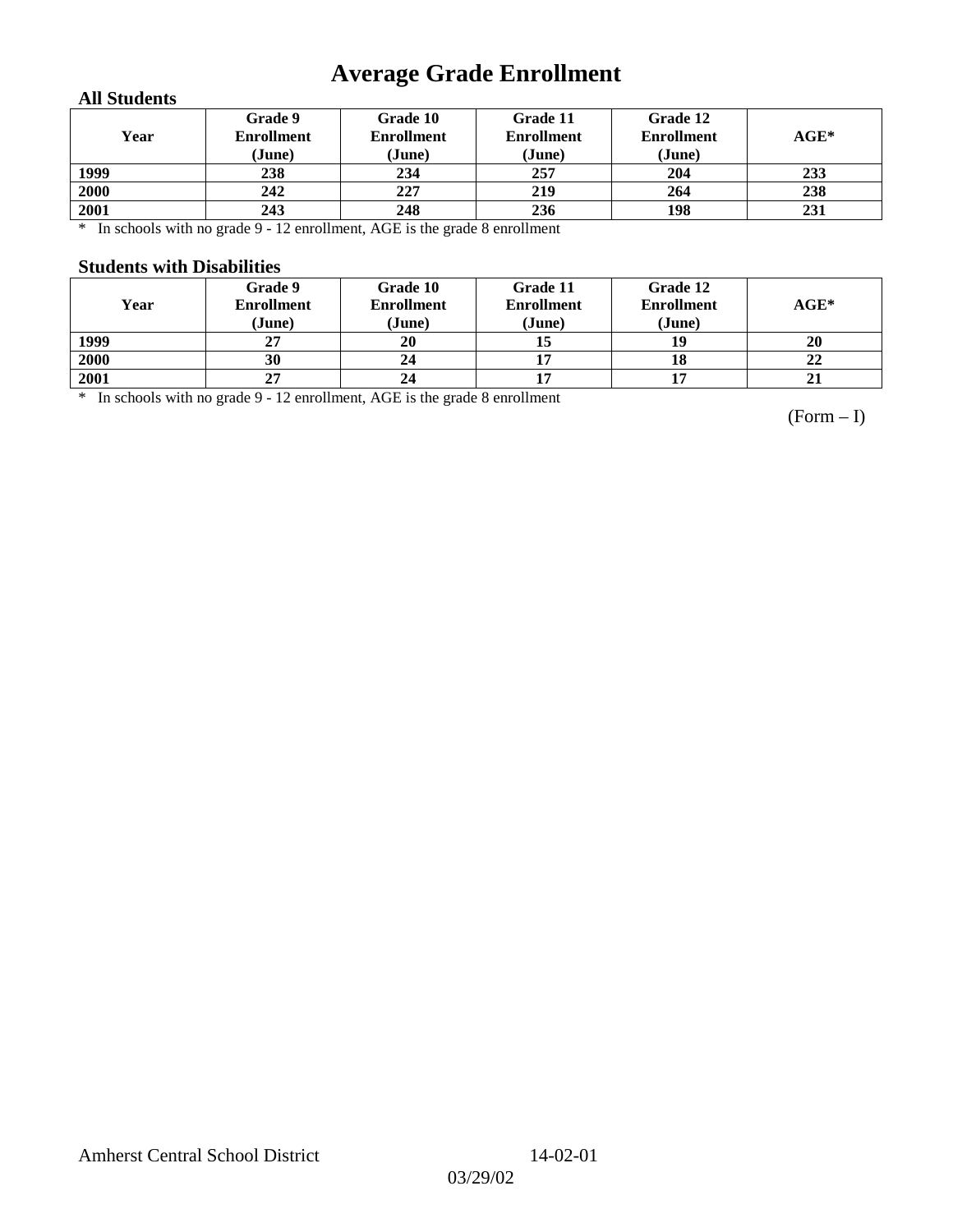# Average Grade Enrollment

### All Students

| Year | Grade 9 Enrollment (June) | Grade 10 Enrollment (June) | Grade 11 Enrollment (June) | Grade 12 Enrollment (June) | AGE* |
|---|---|---|---|---|---|
| 1999 | 238 | 234 | 257 | 204 | 233 |
| 2000 | 242 | 227 | 219 | 264 | 238 |
| 2001 | 243 | 248 | 236 | 198 | 231 |

* In schools with no grade 9 - 12 enrollment, AGE is the grade 8 enrollment

### Students with Disabilities

| Year | Grade 9 Enrollment (June) | Grade 10 Enrollment (June) | Grade 11 Enrollment (June) | Grade 12 Enrollment (June) | AGE* |
|---|---|---|---|---|---|
| 1999 | 27 | 20 | 15 | 19 | 20 |
| 2000 | 30 | 24 | 17 | 18 | 22 |
| 2001 | 27 | 24 | 17 | 17 | 21 |

* In schools with no grade 9 - 12 enrollment, AGE is the grade 8 enrollment

(Form – I)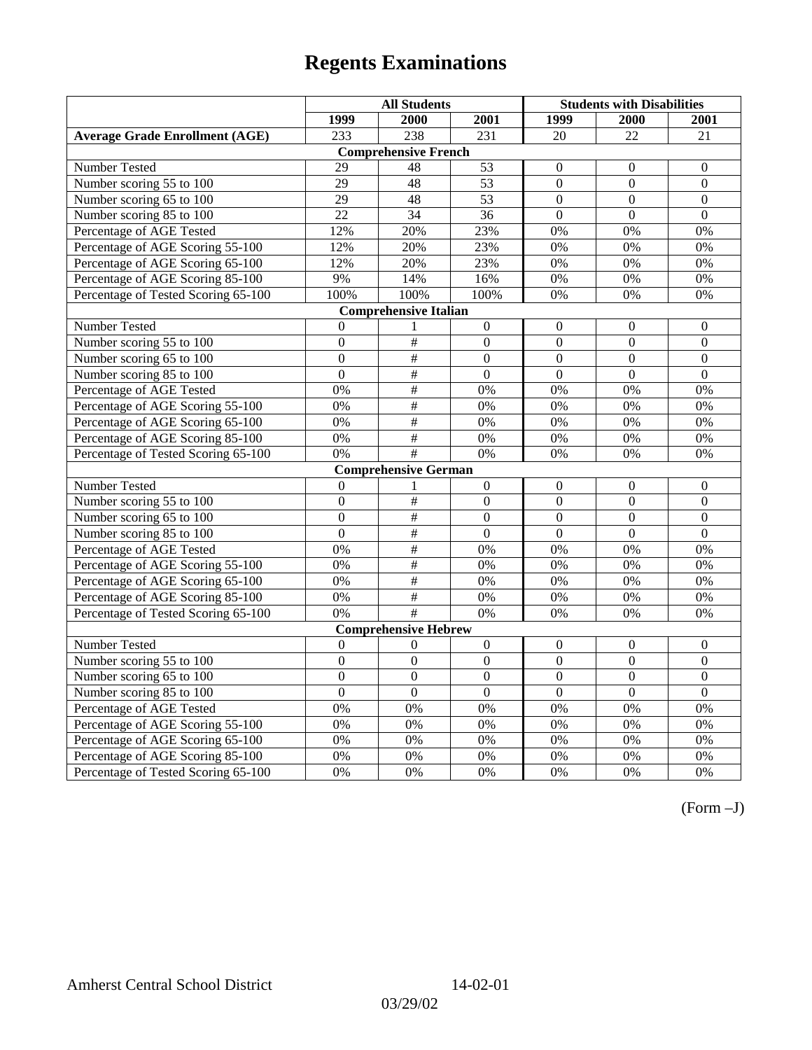# Regents Examinations

| | All Students | | | Students with Disabilities | | |
|---|---|---|---|---|---|---|
| | 1999 | 2000 | 2001 | 1999 | 2000 | 2001 |
| **Average Grade Enrollment (AGE)** | 233 | 238 | 231 | 20 | 22 | 21 |
| **Comprehensive French** | | | | | | |
| Number Tested | 29 | 48 | 53 | 0 | 0 | 0 |
| Number scoring 55 to 100 | 29 | 48 | 53 | 0 | 0 | 0 |
| Number scoring 65 to 100 | 29 | 48 | 53 | 0 | 0 | 0 |
| Number scoring 85 to 100 | 22 | 34 | 36 | 0 | 0 | 0 |
| Percentage of AGE Tested | 12% | 20% | 23% | 0% | 0% | 0% |
| Percentage of AGE Scoring 55-100 | 12% | 20% | 23% | 0% | 0% | 0% |
| Percentage of AGE Scoring 65-100 | 12% | 20% | 23% | 0% | 0% | 0% |
| Percentage of AGE Scoring 85-100 | 9% | 14% | 16% | 0% | 0% | 0% |
| Percentage of Tested Scoring 65-100 | 100% | 100% | 100% | 0% | 0% | 0% |
| **Comprehensive Italian** | | | | | | |
| Number Tested | 0 | 1 | 0 | 0 | 0 | 0 |
| Number scoring 55 to 100 | 0 | # | 0 | 0 | 0 | 0 |
| Number scoring 65 to 100 | 0 | # | 0 | 0 | 0 | 0 |
| Number scoring 85 to 100 | 0 | # | 0 | 0 | 0 | 0 |
| Percentage of AGE Tested | 0% | # | 0% | 0% | 0% | 0% |
| Percentage of AGE Scoring 55-100 | 0% | # | 0% | 0% | 0% | 0% |
| Percentage of AGE Scoring 65-100 | 0% | # | 0% | 0% | 0% | 0% |
| Percentage of AGE Scoring 85-100 | 0% | # | 0% | 0% | 0% | 0% |
| Percentage of Tested Scoring 65-100 | 0% | # | 0% | 0% | 0% | 0% |
| **Comprehensive German** | | | | | | |
| Number Tested | 0 | 1 | 0 | 0 | 0 | 0 |
| Number scoring 55 to 100 | 0 | # | 0 | 0 | 0 | 0 |
| Number scoring 65 to 100 | 0 | # | 0 | 0 | 0 | 0 |
| Number scoring 85 to 100 | 0 | # | 0 | 0 | 0 | 0 |
| Percentage of AGE Tested | 0% | # | 0% | 0% | 0% | 0% |
| Percentage of AGE Scoring 55-100 | 0% | # | 0% | 0% | 0% | 0% |
| Percentage of AGE Scoring 65-100 | 0% | # | 0% | 0% | 0% | 0% |
| Percentage of AGE Scoring 85-100 | 0% | # | 0% | 0% | 0% | 0% |
| Percentage of Tested Scoring 65-100 | 0% | # | 0% | 0% | 0% | 0% |
| **Comprehensive Hebrew** | | | | | | |
| Number Tested | 0 | 0 | 0 | 0 | 0 | 0 |
| Number scoring 55 to 100 | 0 | 0 | 0 | 0 | 0 | 0 |
| Number scoring 65 to 100 | 0 | 0 | 0 | 0 | 0 | 0 |
| Number scoring 85 to 100 | 0 | 0 | 0 | 0 | 0 | 0 |
| Percentage of AGE Tested | 0% | 0% | 0% | 0% | 0% | 0% |
| Percentage of AGE Scoring 55-100 | 0% | 0% | 0% | 0% | 0% | 0% |
| Percentage of AGE Scoring 65-100 | 0% | 0% | 0% | 0% | 0% | 0% |
| Percentage of AGE Scoring 85-100 | 0% | 0% | 0% | 0% | 0% | 0% |
| Percentage of Tested Scoring 65-100 | 0% | 0% | 0% | 0% | 0% | 0% |

(Form –J)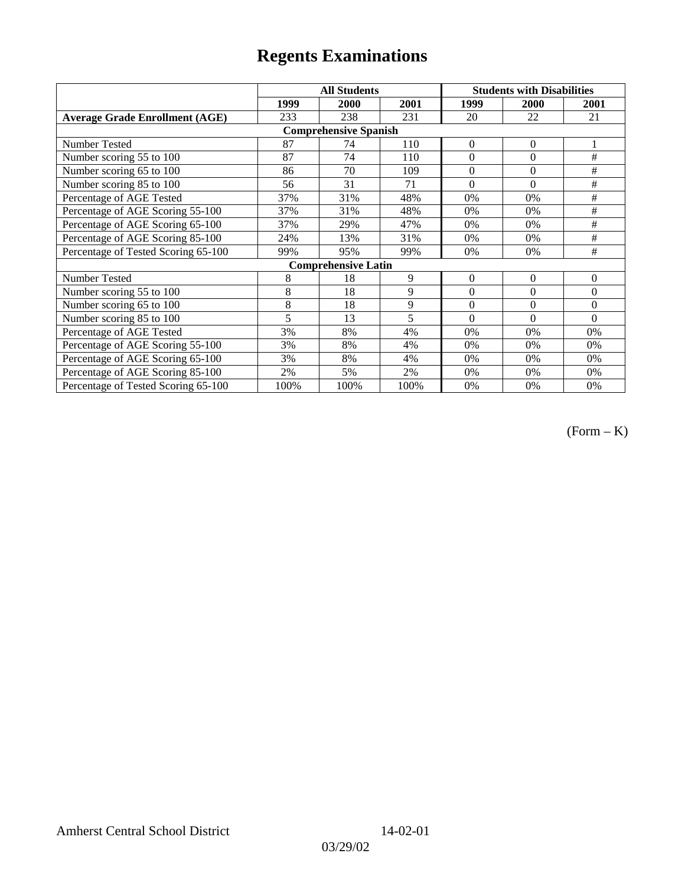# Regents Examinations

| | All Students | | | Students with Disabilities | | |
|---|---|---|---|---|---|---|
| | 1999 | 2000 | 2001 | 1999 | 2000 | 2001 |
| **Average Grade Enrollment (AGE)** | 233 | 238 | 231 | 20 | 22 | 21 |
| **Comprehensive Spanish** | | | | | | |
| Number Tested | 87 | 74 | 110 | 0 | 0 | 1 |
| Number scoring 55 to 100 | 87 | 74 | 110 | 0 | 0 | # |
| Number scoring 65 to 100 | 86 | 70 | 109 | 0 | 0 | # |
| Number scoring 85 to 100 | 56 | 31 | 71 | 0 | 0 | # |
| Percentage of AGE Tested | 37% | 31% | 48% | 0% | 0% | # |
| Percentage of AGE Scoring 55-100 | 37% | 31% | 48% | 0% | 0% | # |
| Percentage of AGE Scoring 65-100 | 37% | 29% | 47% | 0% | 0% | # |
| Percentage of AGE Scoring 85-100 | 24% | 13% | 31% | 0% | 0% | # |
| Percentage of Tested Scoring 65-100 | 99% | 95% | 99% | 0% | 0% | # |
| **Comprehensive Latin** | | | | | | |
| Number Tested | 8 | 18 | 9 | 0 | 0 | 0 |
| Number scoring 55 to 100 | 8 | 18 | 9 | 0 | 0 | 0 |
| Number scoring 65 to 100 | 8 | 18 | 9 | 0 | 0 | 0 |
| Number scoring 85 to 100 | 5 | 13 | 5 | 0 | 0 | 0 |
| Percentage of AGE Tested | 3% | 8% | 4% | 0% | 0% | 0% |
| Percentage of AGE Scoring 55-100 | 3% | 8% | 4% | 0% | 0% | 0% |
| Percentage of AGE Scoring 65-100 | 3% | 8% | 4% | 0% | 0% | 0% |
| Percentage of AGE Scoring 85-100 | 2% | 5% | 2% | 0% | 0% | 0% |
| Percentage of Tested Scoring 65-100 | 100% | 100% | 100% | 0% | 0% | 0% |

(Form – K)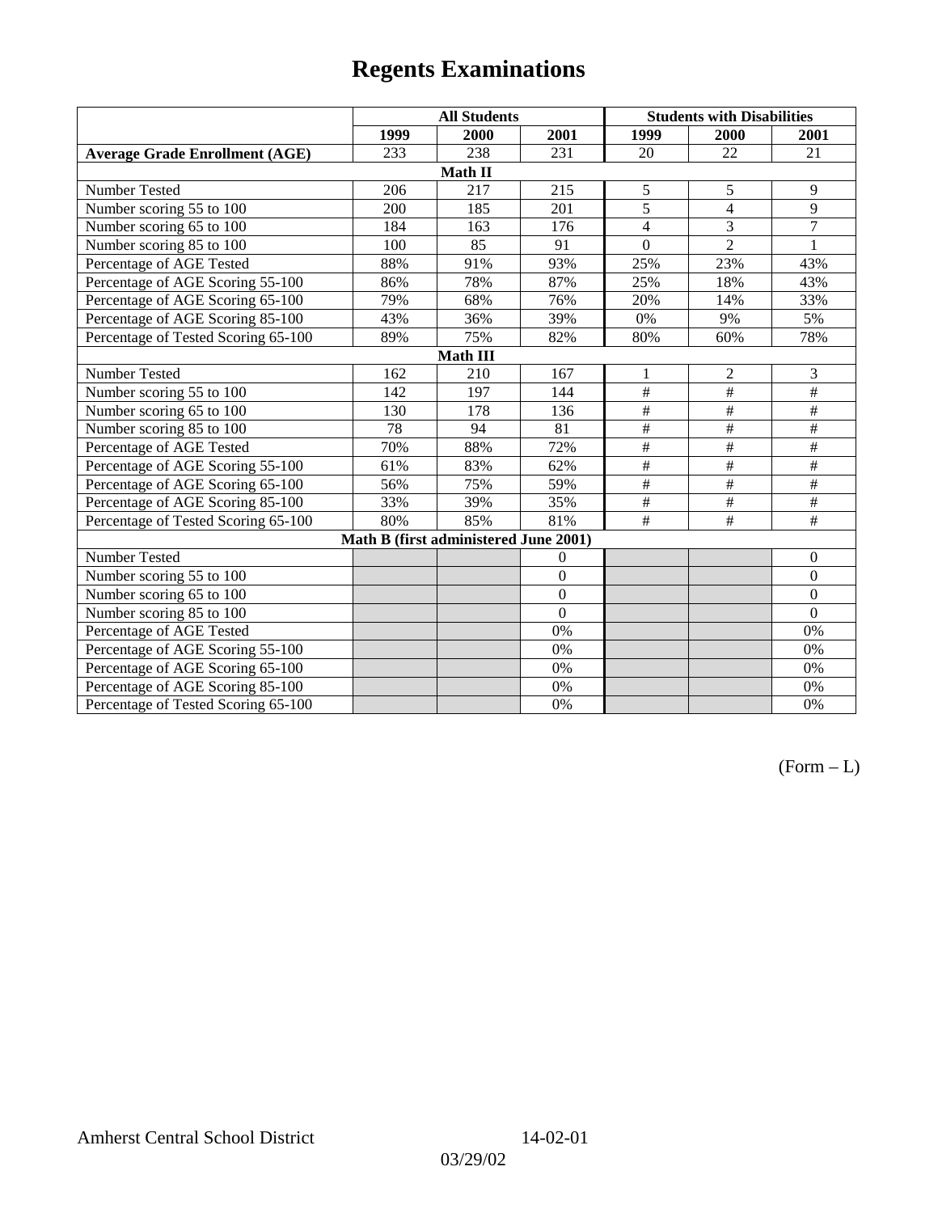# Regents Examinations

| | All Students | | | Students with Disabilities | | |
|---|---|---|---|---|---|---|
| | 1999 | 2000 | 2001 | 1999 | 2000 | 2001 |
| **Average Grade Enrollment (AGE)** | 233 | 238 | 231 | 20 | 22 | 21 |
| **Math II** | | | | | | |
| Number Tested | 206 | 217 | 215 | 5 | 5 | 9 |
| Number scoring 55 to 100 | 200 | 185 | 201 | 5 | 4 | 9 |
| Number scoring 65 to 100 | 184 | 163 | 176 | 4 | 3 | 7 |
| Number scoring 85 to 100 | 100 | 85 | 91 | 0 | 2 | 1 |
| Percentage of AGE Tested | 88% | 91% | 93% | 25% | 23% | 43% |
| Percentage of AGE Scoring 55-100 | 86% | 78% | 87% | 25% | 18% | 43% |
| Percentage of AGE Scoring 65-100 | 79% | 68% | 76% | 20% | 14% | 33% |
| Percentage of AGE Scoring 85-100 | 43% | 36% | 39% | 0% | 9% | 5% |
| Percentage of Tested Scoring 65-100 | 89% | 75% | 82% | 80% | 60% | 78% |
| **Math III** | | | | | | |
| Number Tested | 162 | 210 | 167 | 1 | 2 | 3 |
| Number scoring 55 to 100 | 142 | 197 | 144 | # | # | # |
| Number scoring 65 to 100 | 130 | 178 | 136 | # | # | # |
| Number scoring 85 to 100 | 78 | 94 | 81 | # | # | # |
| Percentage of AGE Tested | 70% | 88% | 72% | # | # | # |
| Percentage of AGE Scoring 55-100 | 61% | 83% | 62% | # | # | # |
| Percentage of AGE Scoring 65-100 | 56% | 75% | 59% | # | # | # |
| Percentage of AGE Scoring 85-100 | 33% | 39% | 35% | # | # | # |
| Percentage of Tested Scoring 65-100 | 80% | 85% | 81% | # | # | # |
| **Math B (first administered June 2001)** | | | | | | |
| Number Tested | | | 0 | | | 0 |
| Number scoring 55 to 100 | | | 0 | | | 0 |
| Number scoring 65 to 100 | | | 0 | | | 0 |
| Number scoring 85 to 100 | | | 0 | | | 0 |
| Percentage of AGE Tested | | | 0% | | | 0% |
| Percentage of AGE Scoring 55-100 | | | 0% | | | 0% |
| Percentage of AGE Scoring 65-100 | | | 0% | | | 0% |
| Percentage of AGE Scoring 85-100 | | | 0% | | | 0% |
| Percentage of Tested Scoring 65-100 | | | 0% | | | 0% |

(Form – L)

Amherst Central School District 14-02-01

03/29/02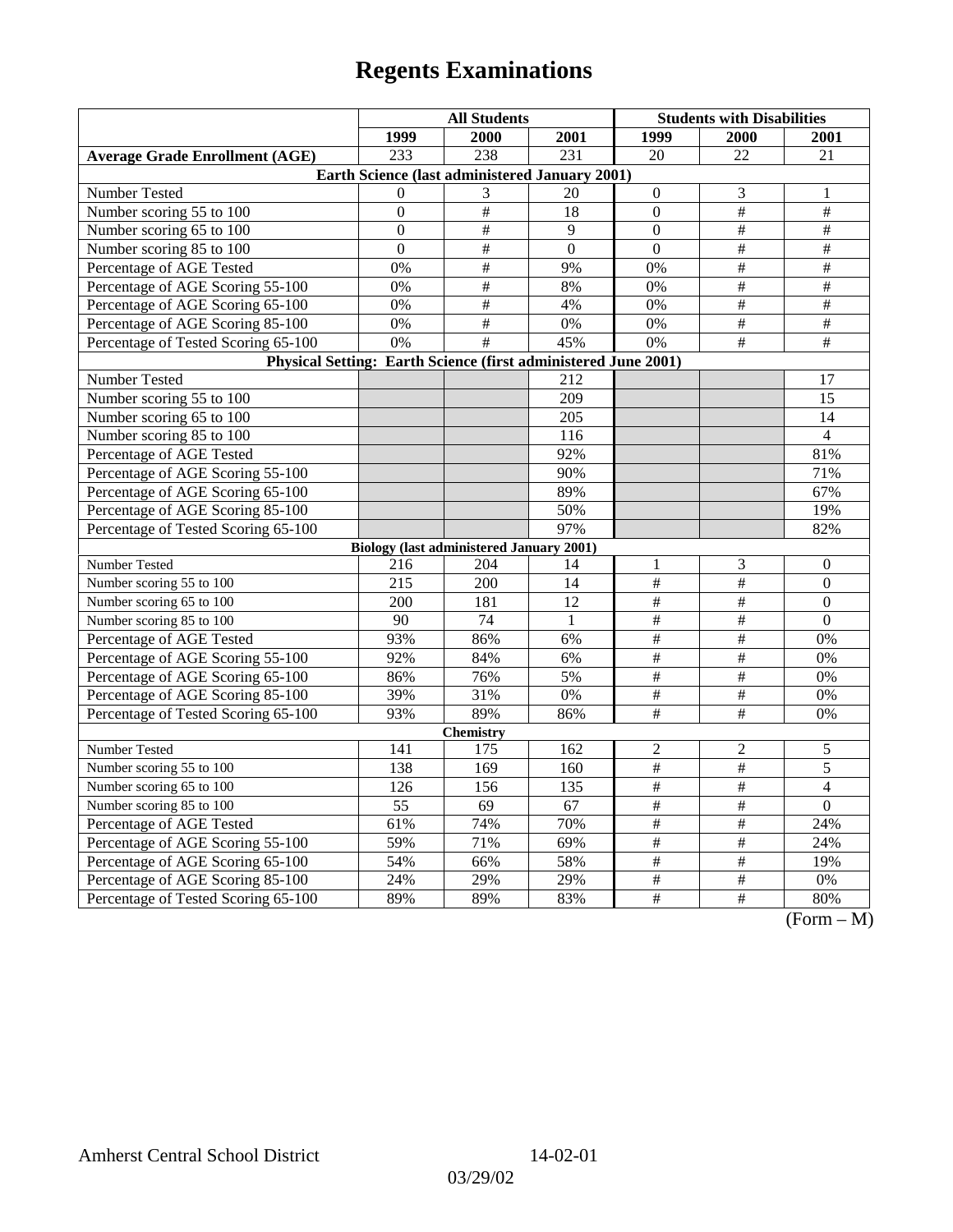# Regents Examinations

| | All Students | | | Students with Disabilities | | |
|---|---|---|---|---|---|---|
| | 1999 | 2000 | 2001 | 1999 | 2000 | 2001 |
| **Average Grade Enrollment (AGE)** | 233 | 238 | 231 | 20 | 22 | 21 |
| **Earth Science (last administered January 2001)** | | | | | | |
| Number Tested | 0 | 3 | 20 | 0 | 3 | 1 |
| Number scoring 55 to 100 | 0 | # | 18 | 0 | # | # |
| Number scoring 65 to 100 | 0 | # | 9 | 0 | # | # |
| Number scoring 85 to 100 | 0 | # | 0 | 0 | # | # |
| Percentage of AGE Tested | 0% | # | 9% | 0% | # | # |
| Percentage of AGE Scoring 55-100 | 0% | # | 8% | 0% | # | # |
| Percentage of AGE Scoring 65-100 | 0% | # | 4% | 0% | # | # |
| Percentage of AGE Scoring 85-100 | 0% | # | 0% | 0% | # | # |
| Percentage of Tested Scoring 65-100 | 0% | # | 45% | 0% | # | # |
| **Physical Setting: Earth Science (first administered June 2001)** | | | | | | |
| Number Tested | | | 212 | | | 17 |
| Number scoring 55 to 100 | | | 209 | | | 15 |
| Number scoring 65 to 100 | | | 205 | | | 14 |
| Number scoring 85 to 100 | | | 116 | | | 4 |
| Percentage of AGE Tested | | | 92% | | | 81% |
| Percentage of AGE Scoring 55-100 | | | 90% | | | 71% |
| Percentage of AGE Scoring 65-100 | | | 89% | | | 67% |
| Percentage of AGE Scoring 85-100 | | | 50% | | | 19% |
| Percentage of Tested Scoring 65-100 | | | 97% | | | 82% |
| **Biology (last administered January 2001)** | | | | | | |
| Number Tested | 216 | 204 | 14 | 1 | 3 | 0 |
| Number scoring 55 to 100 | 215 | 200 | 14 | # | # | 0 |
| Number scoring 65 to 100 | 200 | 181 | 12 | # | # | 0 |
| Number scoring 85 to 100 | 90 | 74 | 1 | # | # | 0 |
| Percentage of AGE Tested | 93% | 86% | 6% | # | # | 0% |
| Percentage of AGE Scoring 55-100 | 92% | 84% | 6% | # | # | 0% |
| Percentage of AGE Scoring 65-100 | 86% | 76% | 5% | # | # | 0% |
| Percentage of AGE Scoring 85-100 | 39% | 31% | 0% | # | # | 0% |
| Percentage of Tested Scoring 65-100 | 93% | 89% | 86% | # | # | 0% |
| **Chemistry** | | | | | | |
| Number Tested | 141 | 175 | 162 | 2 | 2 | 5 |
| Number scoring 55 to 100 | 138 | 169 | 160 | # | # | 5 |
| Number scoring 65 to 100 | 126 | 156 | 135 | # | # | 4 |
| Number scoring 85 to 100 | 55 | 69 | 67 | # | # | 0 |
| Percentage of AGE Tested | 61% | 74% | 70% | # | # | 24% |
| Percentage of AGE Scoring 55-100 | 59% | 71% | 69% | # | # | 24% |
| Percentage of AGE Scoring 65-100 | 54% | 66% | 58% | # | # | 19% |
| Percentage of AGE Scoring 85-100 | 24% | 29% | 29% | # | # | 0% |
| Percentage of Tested Scoring 65-100 | 89% | 89% | 83% | # | # | 80% |

(Form – M)

Amherst Central School District 14-02-01

03/29/02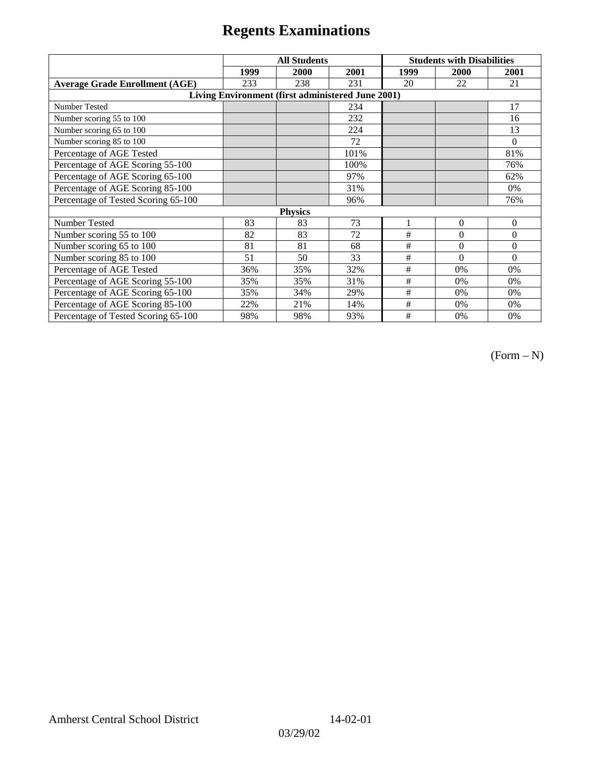# Regents Examinations

| | All Students | | | Students with Disabilities | | |
|---|---|---|---|---|---|---|
| | 1999 | 2000 | 2001 | 1999 | 2000 | 2001 |
| **Average Grade Enrollment (AGE)** | 233 | 238 | 231 | 20 | 22 | 21 |
| **Living Environment (first administered June 2001)** | | | | | | |
| Number Tested | | | 234 | | | 17 |
| Number scoring 55 to 100 | | | 232 | | | 16 |
| Number scoring 65 to 100 | | | 224 | | | 13 |
| Number scoring 85 to 100 | | | 72 | | | 0 |
| Percentage of AGE Tested | | | 101% | | | 81% |
| Percentage of AGE Scoring 55-100 | | | 100% | | | 76% |
| Percentage of AGE Scoring 65-100 | | | 97% | | | 62% |
| Percentage of AGE Scoring 85-100 | | | 31% | | | 0% |
| Percentage of Tested Scoring 65-100 | | | 96% | | | 76% |
| **Physics** | | | | | | |
| Number Tested | 83 | 83 | 73 | 1 | 0 | 0 |
| Number scoring 55 to 100 | 82 | 83 | 72 | # | 0 | 0 |
| Number scoring 65 to 100 | 81 | 81 | 68 | # | 0 | 0 |
| Number scoring 85 to 100 | 51 | 50 | 33 | # | 0 | 0 |
| Percentage of AGE Tested | 36% | 35% | 32% | # | 0% | 0% |
| Percentage of AGE Scoring 55-100 | 35% | 35% | 31% | # | 0% | 0% |
| Percentage of AGE Scoring 65-100 | 35% | 34% | 29% | # | 0% | 0% |
| Percentage of AGE Scoring 85-100 | 22% | 21% | 14% | # | 0% | 0% |
| Percentage of Tested Scoring 65-100 | 98% | 98% | 93% | # | 0% | 0% |

(Form – N)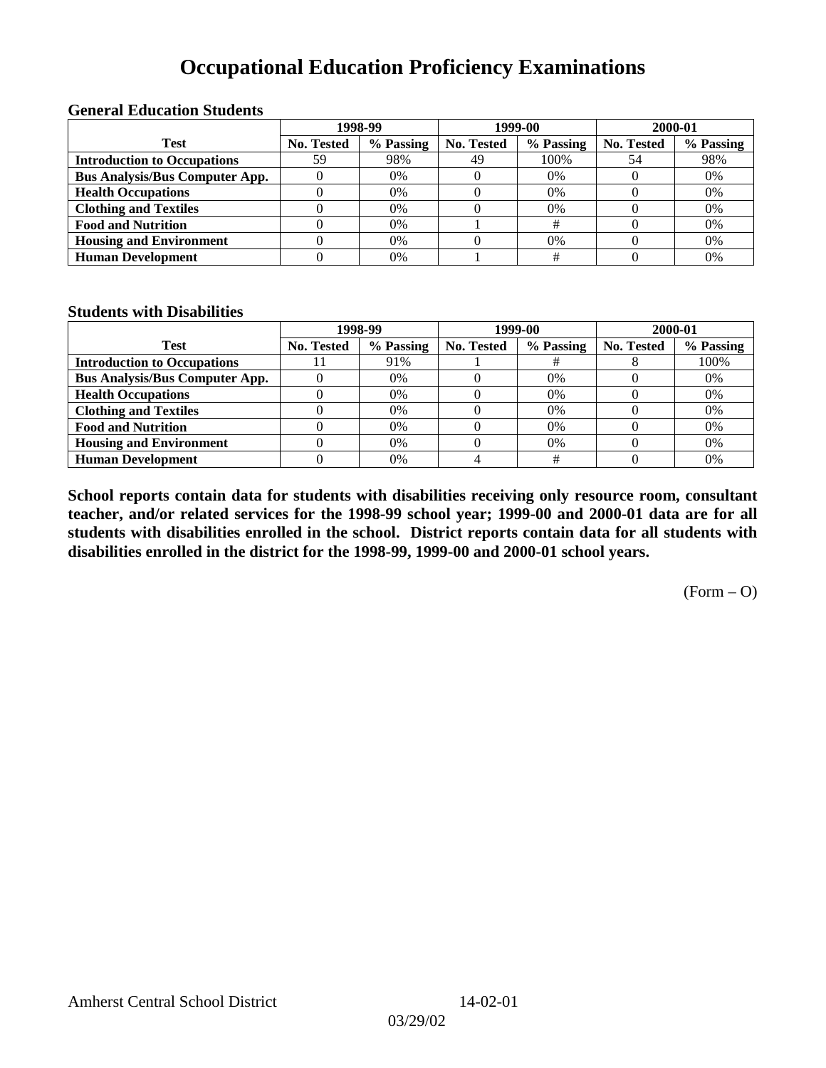# Occupational Education Proficiency Examinations

### General Education Students

| | 1998-99 | | 1999-00 | | 2000-01 | |
|---|---|---|---|---|---|---|
| **Test** | **No. Tested** | **% Passing** | **No. Tested** | **% Passing** | **No. Tested** | **% Passing** |
| **Introduction to Occupations** | 59 | 98% | 49 | 100% | 54 | 98% |
| **Bus Analysis/Bus Computer App.** | 0 | 0% | 0 | 0% | 0 | 0% |
| **Health Occupations** | 0 | 0% | 0 | 0% | 0 | 0% |
| **Clothing and Textiles** | 0 | 0% | 0 | 0% | 0 | 0% |
| **Food and Nutrition** | 0 | 0% | 1 | # | 0 | 0% |
| **Housing and Environment** | 0 | 0% | 0 | 0% | 0 | 0% |
| **Human Development** | 0 | 0% | 1 | # | 0 | 0% |

### Students with Disabilities

| | 1998-99 | | 1999-00 | | 2000-01 | |
|---|---|---|---|---|---|---|
| **Test** | **No. Tested** | **% Passing** | **No. Tested** | **% Passing** | **No. Tested** | **% Passing** |
| **Introduction to Occupations** | 11 | 91% | 1 | # | 8 | 100% |
| **Bus Analysis/Bus Computer App.** | 0 | 0% | 0 | 0% | 0 | 0% |
| **Health Occupations** | 0 | 0% | 0 | 0% | 0 | 0% |
| **Clothing and Textiles** | 0 | 0% | 0 | 0% | 0 | 0% |
| **Food and Nutrition** | 0 | 0% | 0 | 0% | 0 | 0% |
| **Housing and Environment** | 0 | 0% | 0 | 0% | 0 | 0% |
| **Human Development** | 0 | 0% | 4 | # | 0 | 0% |

**School reports contain data for students with disabilities receiving only resource room, consultant teacher, and/or related services for the 1998-99 school year; 1999-00 and 2000-01 data are for all students with disabilities enrolled in the school. District reports contain data for all students with disabilities enrolled in the district for the 1998-99, 1999-00 and 2000-01 school years.**

(Form – O)

Amherst Central School District 14-02-01

03/29/02